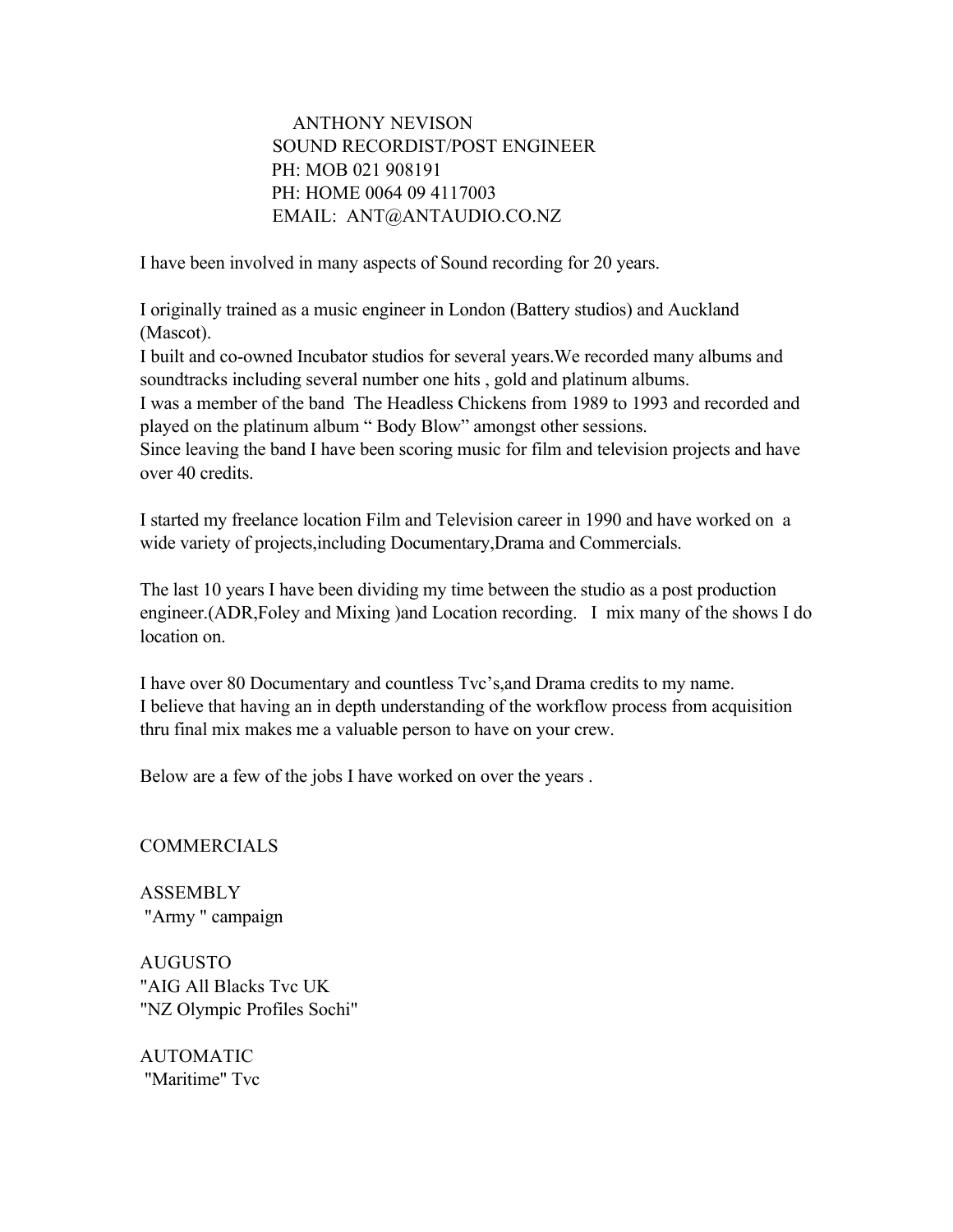ANTHONY NEVISON
SOUND RECORDIST/POST ENGINEER
PH: MOB 021 908191
PH: HOME 0064 09 4117003
EMAIL: ANT@ANTAUDIO.CO.NZ

I have been involved in many aspects of Sound recording for 20 years.

I originally trained as a music engineer in London (Battery studios) and Auckland (Mascot).
I built and co-owned Incubator studios for several years.We recorded many albums and soundtracks including several number one hits , gold and platinum albums.
I was a member of the band The Headless Chickens from 1989 to 1993 and recorded and played on the platinum album " Body Blow" amongst other sessions.
Since leaving the band I have been scoring music for film and television projects and have over 40 credits.

I started my freelance location Film and Television career in 1990 and have worked on a wide variety of projects,including Documentary,Drama and Commercials.

The last 10 years I have been dividing my time between the studio as a post production engineer.(ADR,Foley and Mixing )and Location recording. I mix many of the shows I do location on.

I have over 80 Documentary and countless Tvc's,and Drama credits to my name.
I believe that having an in depth understanding of the workflow process from acquisition thru final mix makes me a valuable person to have on your crew.

Below are a few of the jobs I have worked on over the years .

COMMERCIALS

ASSEMBLY
"Army " campaign

AUGUSTO
"AIG All Blacks Tvc UK
"NZ Olympic Profiles Sochi"

AUTOMATIC
"Maritime" Tvc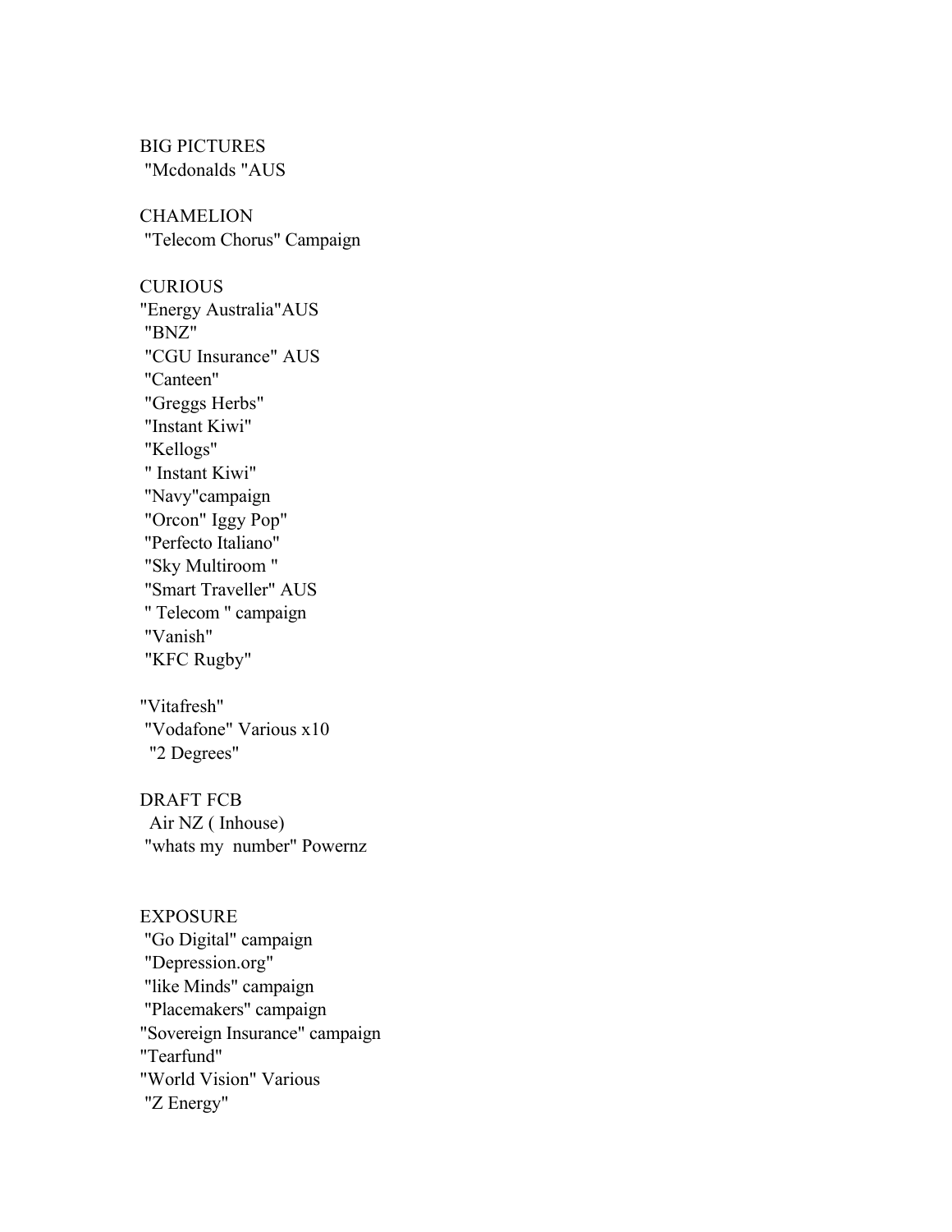BIG PICTURES
"Mcdonalds "AUS

CHAMELION
"Telecom Chorus" Campaign

CURIOUS
"Energy Australia"AUS
"BNZ"
"CGU Insurance" AUS
"Canteen"
"Greggs Herbs"
"Instant Kiwi"
"Kellogs"
" Instant Kiwi"
"Navy"campaign
"Orcon" Iggy Pop"
"Perfecto Italiano"
"Sky Multiroom "
"Smart Traveller" AUS
" Telecom " campaign
"Vanish"
"KFC Rugby"

"Vitafresh"
"Vodafone" Various x10
"2 Degrees"

DRAFT FCB
Air NZ ( Inhouse)
"whats my number" Powernz

EXPOSURE
"Go Digital" campaign
"Depression.org"
"like Minds" campaign
"Placemakers" campaign
"Sovereign Insurance" campaign
"Tearfund"
"World Vision" Various
"Z Energy"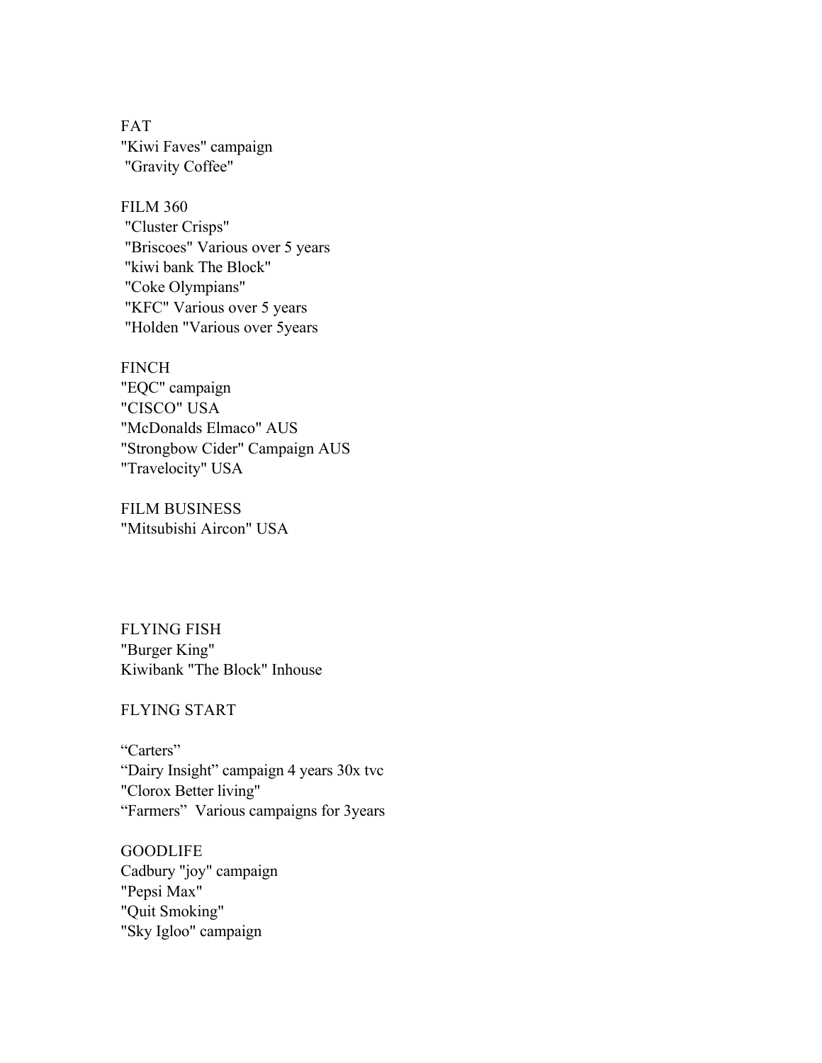FAT
"Kiwi Faves" campaign
"Gravity Coffee"

FILM 360
"Cluster Crisps"
"Briscoes" Various over 5 years
"kiwi bank The Block"
"Coke Olympians"
"KFC" Various over 5 years
"Holden "Various over 5years

FINCH
"EQC" campaign
"CISCO" USA
"McDonalds Elmaco" AUS
"Strongbow Cider" Campaign AUS
"Travelocity" USA

FILM BUSINESS
"Mitsubishi Aircon" USA

FLYING FISH
"Burger King"
Kiwibank "The Block" Inhouse

FLYING START

“Carters”
“Dairy Insight” campaign 4 years 30x tvc
"Clorox Better living"
“Farmers” Various campaigns for 3years

GOODLIFE
Cadbury "joy" campaign
"Pepsi Max"
"Quit Smoking"
"Sky Igloo" campaign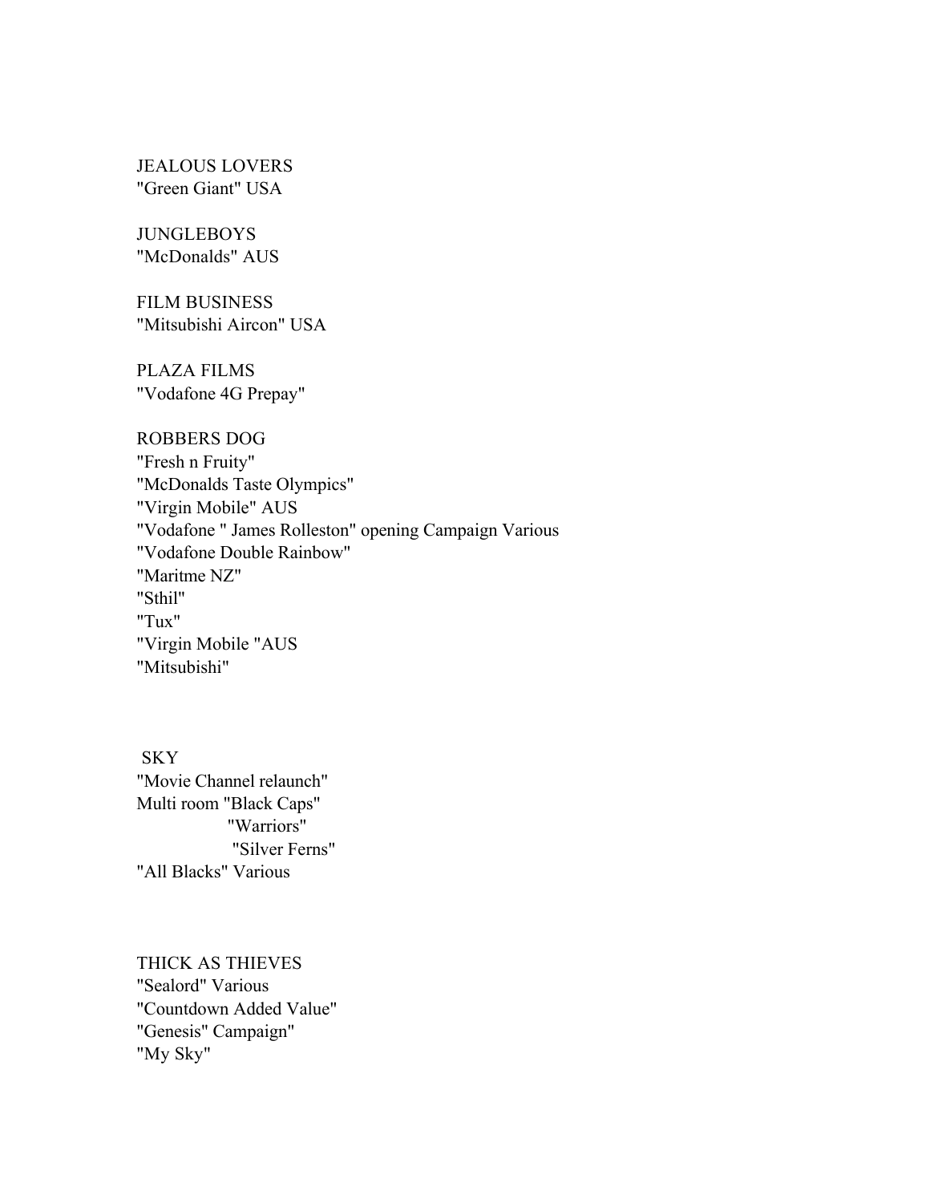JEALOUS LOVERS
"Green Giant" USA

JUNGLEBOYS
"McDonalds" AUS

FILM BUSINESS
"Mitsubishi Aircon" USA

PLAZA FILMS
"Vodafone 4G Prepay"

ROBBERS DOG
"Fresh n Fruity"
"McDonalds Taste Olympics"
"Virgin Mobile" AUS
"Vodafone " James Rolleston" opening Campaign Various
"Vodafone Double Rainbow"
"Maritme NZ"
"Sthil"
"Tux"
"Virgin Mobile "AUS
"Mitsubishi"

SKY
"Movie Channel relaunch"
Multi room "Black Caps"
"Warriors"
"Silver Ferns"
"All Blacks" Various

THICK AS THIEVES
"Sealord" Various
"Countdown Added Value"
"Genesis" Campaign"
"My Sky"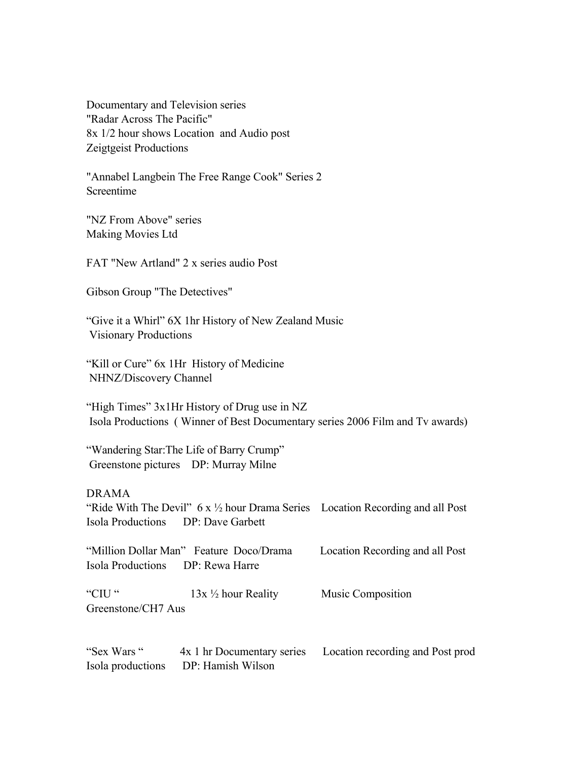Documentary and Television series
"Radar Across The Pacific"
8x 1/2 hour shows Location and Audio post
Zeigtgeist Productions

"Annabel Langbein The Free Range Cook" Series 2
Screentime

"NZ From Above" series
Making Movies Ltd

FAT "New Artland" 2 x series audio Post

Gibson Group "The Detectives"

"Give it a Whirl" 6X 1hr History of New Zealand Music
Visionary Productions

"Kill or Cure" 6x 1Hr History of Medicine
NHNZ/Discovery Channel

"High Times" 3x1Hr History of Drug use in NZ
Isola Productions ( Winner of Best Documentary series 2006 Film and Tv awards)

"Wandering Star:The Life of Barry Crump"
Greenstone pictures DP: Murray Milne

DRAMA
"Ride With The Devil" 6 x ½ hour Drama Series Location Recording and all Post
Isola Productions DP: Dave Garbett

"Million Dollar Man" Feature Doco/Drama Location Recording and all Post
Isola Productions DP: Rewa Harre

"CIU " 13x ½ hour Reality Music Composition
Greenstone/CH7 Aus

"Sex Wars " 4x 1 hr Documentary series Location recording and Post prod
Isola productions DP: Hamish Wilson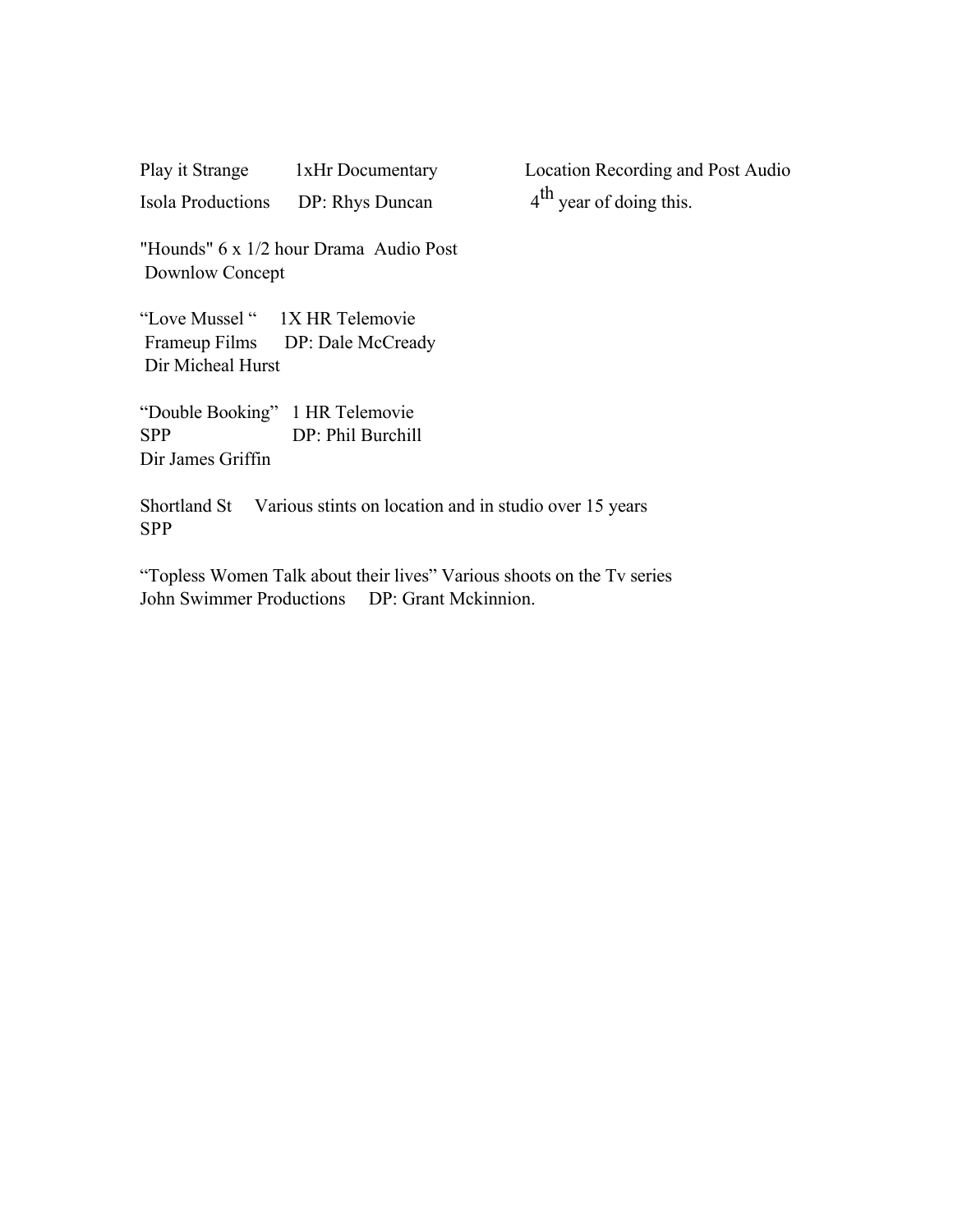Play it Strange 1xHr Documentary Location Recording and Post Audio
Isola Productions DP: Rhys Duncan 4th year of doing this.

"Hounds" 6 x 1/2 hour Drama Audio Post
Downlow Concept

"Love Mussel " 1X HR Telemovie
Frameup Films DP: Dale McCready
Dir Micheal Hurst

"Double Booking" 1 HR Telemovie
SPP DP: Phil Burchill
Dir James Griffin

Shortland St Various stints on location and in studio over 15 years
SPP

"Topless Women Talk about their lives" Various shoots on the Tv series
John Swimmer Productions DP: Grant Mckinnion.